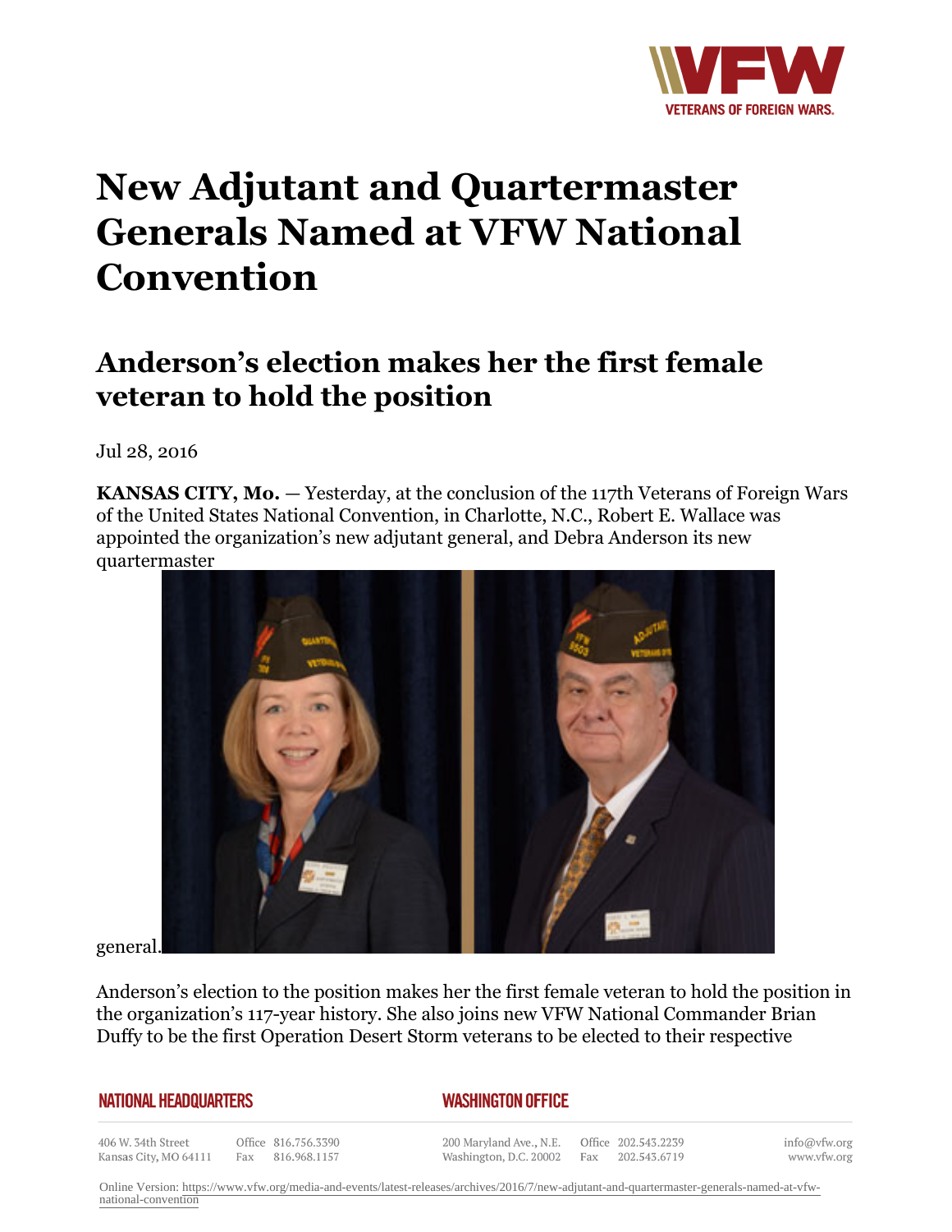# New Adjutant and Quartermaster Generals Named at VFW National Convention

## Anderson's election makes her the first female veteran to hold the position

Jul 28, 2016

**KANSAS CITY, Mo.** — Yesterday, at the conclusion of the 117th Veterans of Foreign Wars of the United States National Convention, in Charlotte, N.C., Robert E. Wallace was appointed the organization's new adjutant general, and Debra Anderson its new quartermaster general.

Anderson's election to the position makes her the first female veteran to hold the position in the organization's 117-year history. She also joins new VFW National Commander Brian Duffy to be the first Operation Desert Storm veterans to be elected to their respective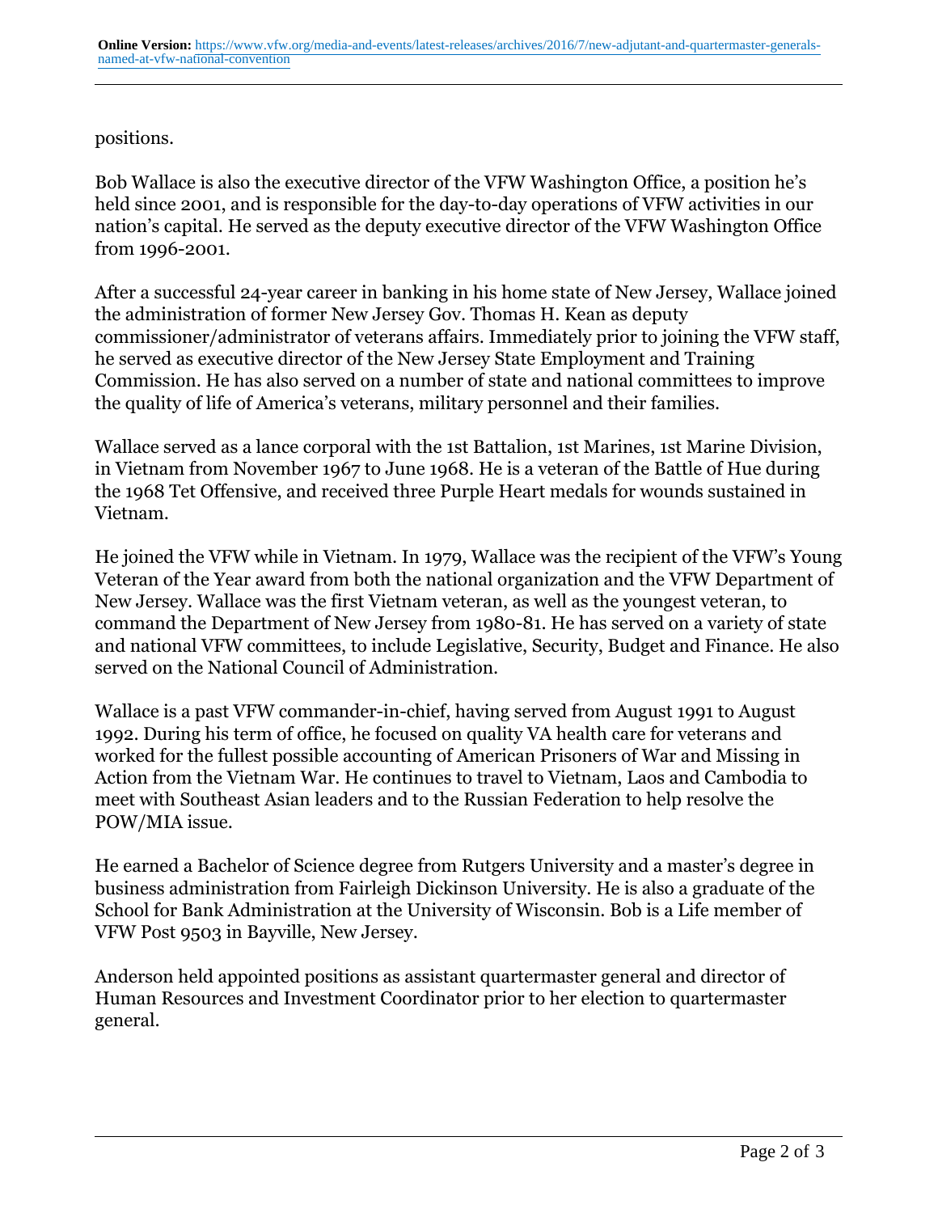positions.

Bob Wallace is also the executive director of the VFW Washington Office, a position he's held since 2001, and is responsible for the day-to-day operations of VFW activities in our nation's capital. He served as the deputy executive director of the VFW Washington Office from 1996-2001.

After a successful 24-year career in banking in his home state of New Jersey, Wallace joined the administration of former New Jersey Gov. Thomas H. Kean as deputy commissioner/administrator of veterans affairs. Immediately prior to joining the VFW staff, he served as executive director of the New Jersey State Employment and Training Commission. He has also served on a number of state and national committees to improve the quality of life of America's veterans, military personnel and their families.

Wallace served as a lance corporal with the 1st Battalion, 1st Marines, 1st Marine Division, in Vietnam from November 1967 to June 1968. He is a veteran of the Battle of Hue during the 1968 Tet Offensive, and received three Purple Heart medals for wounds sustained in Vietnam.

He joined the VFW while in Vietnam. In 1979, Wallace was the recipient of the VFW's Young Veteran of the Year award from both the national organization and the VFW Department of New Jersey. Wallace was the first Vietnam veteran, as well as the youngest veteran, to command the Department of New Jersey from 1980-81. He has served on a variety of state and national VFW committees, to include Legislative, Security, Budget and Finance. He also served on the National Council of Administration.

Wallace is a past VFW commander-in-chief, having served from August 1991 to August 1992. During his term of office, he focused on quality VA health care for veterans and worked for the fullest possible accounting of American Prisoners of War and Missing in Action from the Vietnam War. He continues to travel to Vietnam, Laos and Cambodia to meet with Southeast Asian leaders and to the Russian Federation to help resolve the POW/MIA issue.

He earned a Bachelor of Science degree from Rutgers University and a master's degree in business administration from Fairleigh Dickinson University. He is also a graduate of the School for Bank Administration at the University of Wisconsin. Bob is a Life member of VFW Post 9503 in Bayville, New Jersey.

Anderson held appointed positions as assistant quartermaster general and director of Human Resources and Investment Coordinator prior to her election to quartermaster general.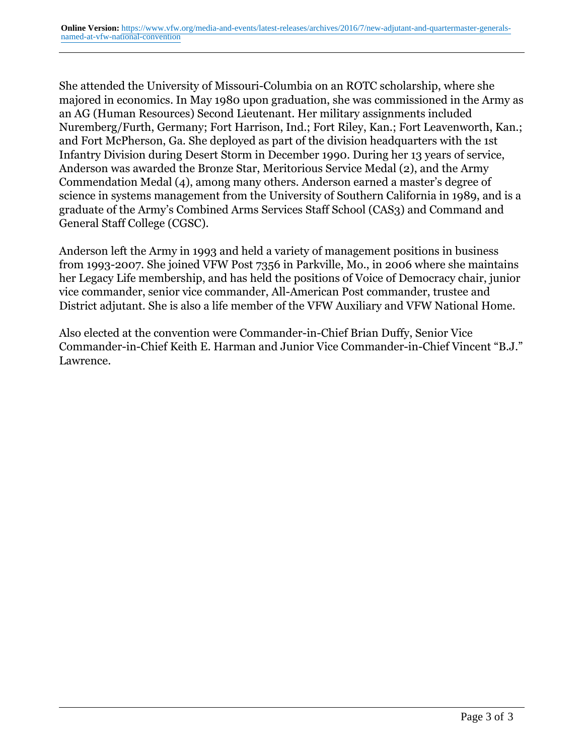She attended the University of Missouri-Columbia on an ROTC scholarship, where she majored in economics. In May 1980 upon graduation, she was commissioned in the Army as an AG (Human Resources) Second Lieutenant. Her military assignments included Nuremberg/Furth, Germany; Fort Harrison, Ind.; Fort Riley, Kan.; Fort Leavenworth, Kan.; and Fort McPherson, Ga. She deployed as part of the division headquarters with the 1st Infantry Division during Desert Storm in December 1990. During her 13 years of service, Anderson was awarded the Bronze Star, Meritorious Service Medal (2), and the Army Commendation Medal (4), among many others. Anderson earned a master's degree of science in systems management from the University of Southern California in 1989, and is a graduate of the Army's Combined Arms Services Staff School (CAS3) and Command and General Staff College (CGSC).

Anderson left the Army in 1993 and held a variety of management positions in business from 1993-2007. She joined VFW Post 7356 in Parkville, Mo., in 2006 where she maintains her Legacy Life membership, and has held the positions of Voice of Democracy chair, junior vice commander, senior vice commander, All-American Post commander, trustee and District adjutant. She is also a life member of the VFW Auxiliary and VFW National Home.

Also elected at the convention were Commander-in-Chief Brian Duffy, Senior Vice Commander-in-Chief Keith E. Harman and Junior Vice Commander-in-Chief Vincent "B.J." Lawrence.